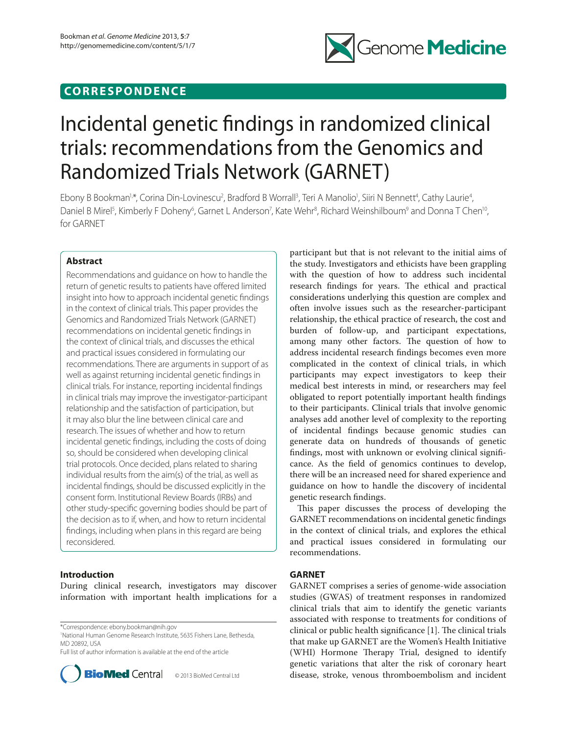## CORRESPONDENCE

# Incidental genetic findings in randomized clinical trials: recommendations from the Genomics and Randomized Trials Network (GARNET)

Ebony B Bookman[1*], Corina Din-Lovinescu[2], Bradford B Worrall[3], Teri A Manolio[1], Siiri N Bennett[4], Cathy Laurie[4], Daniel B Mirel[5], Kimberly F Doheny[6], Garnet L Anderson[7], Kate Wehr[8], Richard Weinshilboum[9] and Donna T Chen[10], for GARNET

### Abstract

Recommendations and guidance on how to handle the return of genetic results to patients have offered limited insight into how to approach incidental genetic findings in the context of clinical trials. This paper provides the Genomics and Randomized Trials Network (GARNET) recommendations on incidental genetic findings in the context of clinical trials, and discusses the ethical and practical issues considered in formulating our recommendations. There are arguments in support of as well as against returning incidental genetic findings in clinical trials. For instance, reporting incidental findings in clinical trials may improve the investigator-participant relationship and the satisfaction of participation, but it may also blur the line between clinical care and research. The issues of whether and how to return incidental genetic findings, including the costs of doing so, should be considered when developing clinical trial protocols. Once decided, plans related to sharing individual results from the aim(s) of the trial, as well as incidental findings, should be discussed explicitly in the consent form. Institutional Review Boards (IRBs) and other study-specific governing bodies should be part of the decision as to if, when, and how to return incidental findings, including when plans in this regard are being reconsidered.

## Introduction

During clinical research, investigators may discover information with important health implications for a participant but that is not relevant to the initial aims of the study. Investigators and ethicists have been grappling with the question of how to address such incidental research findings for years. The ethical and practical considerations underlying this question are complex and often involve issues such as the researcher-participant relationship, the ethical practice of research, the cost and burden of follow-up, and participant expectations, among many other factors. The question of how to address incidental research findings becomes even more complicated in the context of clinical trials, in which participants may expect investigators to keep their medical best interests in mind, or researchers may feel obligated to report potentially important health findings to their participants. Clinical trials that involve genomic analyses add another level of complexity to the reporting of incidental findings because genomic studies can generate data on hundreds of thousands of genetic findings, most with unknown or evolving clinical significance. As the field of genomics continues to develop, there will be an increased need for shared experience and guidance on how to handle the discovery of incidental genetic research findings.

This paper discusses the process of developing the GARNET recommendations on incidental genetic findings in the context of clinical trials, and explores the ethical and practical issues considered in formulating our recommendations.

## GARNET

GARNET comprises a series of genome-wide association studies (GWAS) of treatment responses in randomized clinical trials that aim to identify the genetic variants associated with response to treatments for conditions of clinical or public health significance [1]. The clinical trials that make up GARNET are the Women's Health Initiative (WHI) Hormone Therapy Trial, designed to identify genetic variations that alter the risk of coronary heart disease, stroke, venous thromboembolism and incident

*Correspondence: ebony.bookman@nih.gov

[1]National Human Genome Research Institute, 5635 Fishers Lane, Bethesda, MD 20892, USA

Full list of author information is available at the end of the article

© 2013 BioMed Central Ltd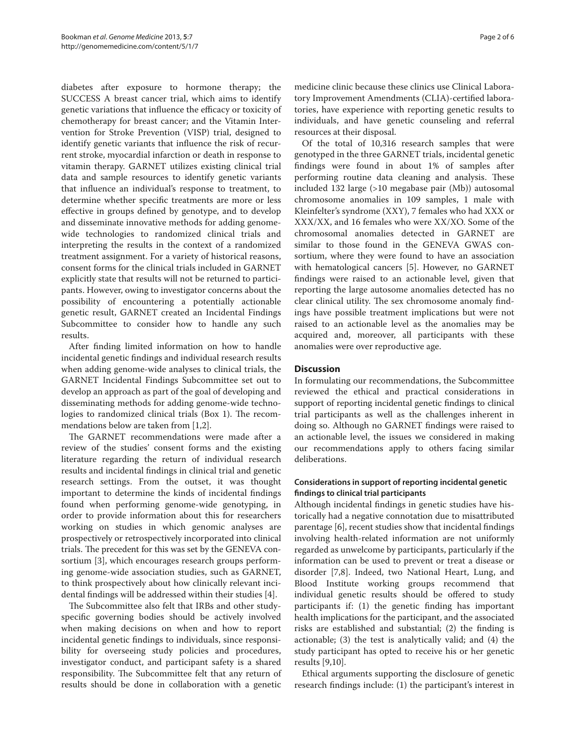diabetes after exposure to hormone therapy; the SUCCESS A breast cancer trial, which aims to identify genetic variations that influence the efficacy or toxicity of chemotherapy for breast cancer; and the Vitamin Intervention for Stroke Prevention (VISP) trial, designed to identify genetic variants that influence the risk of recurrent stroke, myocardial infarction or death in response to vitamin therapy. GARNET utilizes existing clinical trial data and sample resources to identify genetic variants that influence an individual's response to treatment, to determine whether specific treatments are more or less effective in groups defined by genotype, and to develop and disseminate innovative methods for adding genome-wide technologies to randomized clinical trials and interpreting the results in the context of a randomized treatment assignment. For a variety of historical reasons, consent forms for the clinical trials included in GARNET explicitly state that results will not be returned to participants. However, owing to investigator concerns about the possibility of encountering a potentially actionable genetic result, GARNET created an Incidental Findings Subcommittee to consider how to handle any such results.

After finding limited information on how to handle incidental genetic findings and individual research results when adding genome-wide analyses to clinical trials, the GARNET Incidental Findings Subcommittee set out to develop an approach as part of the goal of developing and disseminating methods for adding genome-wide technologies to randomized clinical trials (Box 1). The recommendations below are taken from [1,2].

The GARNET recommendations were made after a review of the studies' consent forms and the existing literature regarding the return of individual research results and incidental findings in clinical trial and genetic research settings. From the outset, it was thought important to determine the kinds of incidental findings found when performing genome-wide genotyping, in order to provide information about this for researchers working on studies in which genomic analyses are prospectively or retrospectively incorporated into clinical trials. The precedent for this was set by the GENEVA consortium [3], which encourages research groups performing genome-wide association studies, such as GARNET, to think prospectively about how clinically relevant incidental findings will be addressed within their studies [4].

The Subcommittee also felt that IRBs and other study-specific governing bodies should be actively involved when making decisions on when and how to report incidental genetic findings to individuals, since responsibility for overseeing study policies and procedures, investigator conduct, and participant safety is a shared responsibility. The Subcommittee felt that any return of results should be done in collaboration with a genetic medicine clinic because these clinics use Clinical Laboratory Improvement Amendments (CLIA)-certified laboratories, have experience with reporting genetic results to individuals, and have genetic counseling and referral resources at their disposal.

Of the total of 10,316 research samples that were genotyped in the three GARNET trials, incidental genetic findings were found in about 1% of samples after performing routine data cleaning and analysis. These included 132 large (>10 megabase pair (Mb)) autosomal chromosome anomalies in 109 samples, 1 male with Kleinfelter's syndrome (XXY), 7 females who had XXX or XXX/XX, and 16 females who were XX/XO. Some of the chromosomal anomalies detected in GARNET are similar to those found in the GENEVA GWAS consortium, where they were found to have an association with hematological cancers [5]. However, no GARNET findings were raised to an actionable level, given that reporting the large autosome anomalies detected has no clear clinical utility. The sex chromosome anomaly findings have possible treatment implications but were not raised to an actionable level as the anomalies may be acquired and, moreover, all participants with these anomalies were over reproductive age.

## Discussion

In formulating our recommendations, the Subcommittee reviewed the ethical and practical considerations in support of reporting incidental genetic findings to clinical trial participants as well as the challenges inherent in doing so. Although no GARNET findings were raised to an actionable level, the issues we considered in making our recommendations apply to others facing similar deliberations.

### Considerations in support of reporting incidental genetic findings to clinical trial participants

Although incidental findings in genetic studies have historically had a negative connotation due to misattributed parentage [6], recent studies show that incidental findings involving health-related information are not uniformly regarded as unwelcome by participants, particularly if the information can be used to prevent or treat a disease or disorder [7,8]. Indeed, two National Heart, Lung, and Blood Institute working groups recommend that individual genetic results should be offered to study participants if: (1) the genetic finding has important health implications for the participant, and the associated risks are established and substantial; (2) the finding is actionable; (3) the test is analytically valid; and (4) the study participant has opted to receive his or her genetic results [9,10].

Ethical arguments supporting the disclosure of genetic research findings include: (1) the participant's interest in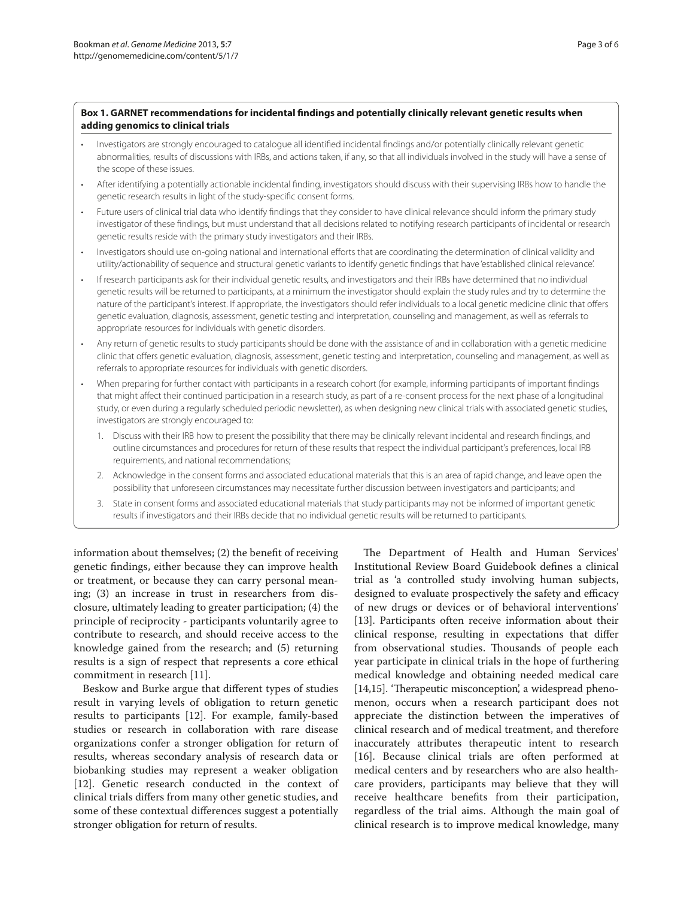**Box 1. GARNET recommendations for incidental findings and potentially clinically relevant genetic results when adding genomics to clinical trials**

- Investigators are strongly encouraged to catalogue all identified incidental findings and/or potentially clinically relevant genetic abnormalities, results of discussions with IRBs, and actions taken, if any, so that all individuals involved in the study will have a sense of the scope of these issues.
- After identifying a potentially actionable incidental finding, investigators should discuss with their supervising IRBs how to handle the genetic research results in light of the study-specific consent forms.
- Future users of clinical trial data who identify findings that they consider to have clinical relevance should inform the primary study investigator of these findings, but must understand that all decisions related to notifying research participants of incidental or research genetic results reside with the primary study investigators and their IRBs.
- Investigators should use on-going national and international efforts that are coordinating the determination of clinical validity and utility/actionability of sequence and structural genetic variants to identify genetic findings that have 'established clinical relevance'.
- If research participants ask for their individual genetic results, and investigators and their IRBs have determined that no individual genetic results will be returned to participants, at a minimum the investigator should explain the study rules and try to determine the nature of the participant's interest. If appropriate, the investigators should refer individuals to a local genetic medicine clinic that offers genetic evaluation, diagnosis, assessment, genetic testing and interpretation, counseling and management, as well as referrals to appropriate resources for individuals with genetic disorders.
- Any return of genetic results to study participants should be done with the assistance of and in collaboration with a genetic medicine clinic that offers genetic evaluation, diagnosis, assessment, genetic testing and interpretation, counseling and management, as well as referrals to appropriate resources for individuals with genetic disorders.
- When preparing for further contact with participants in a research cohort (for example, informing participants of important findings that might affect their continued participation in a research study, as part of a re-consent process for the next phase of a longitudinal study, or even during a regularly scheduled periodic newsletter), as when designing new clinical trials with associated genetic studies, investigators are strongly encouraged to:
  1. Discuss with their IRB how to present the possibility that there may be clinically relevant incidental and research findings, and outline circumstances and procedures for return of these results that respect the individual participant's preferences, local IRB requirements, and national recommendations;
  2. Acknowledge in the consent forms and associated educational materials that this is an area of rapid change, and leave open the possibility that unforeseen circumstances may necessitate further discussion between investigators and participants; and
  3. State in consent forms and associated educational materials that study participants may not be informed of important genetic results if investigators and their IRBs decide that no individual genetic results will be returned to participants.

information about themselves; (2) the benefit of receiving genetic findings, either because they can improve health or treatment, or because they can carry personal meaning; (3) an increase in trust in researchers from disclosure, ultimately leading to greater participation; (4) the principle of reciprocity - participants voluntarily agree to contribute to research, and should receive access to the knowledge gained from the research; and (5) returning results is a sign of respect that represents a core ethical commitment in research [11].

Beskow and Burke argue that different types of studies result in varying levels of obligation to return genetic results to participants [12]. For example, family-based studies or research in collaboration with rare disease organizations confer a stronger obligation for return of results, whereas secondary analysis of research data or biobanking studies may represent a weaker obligation [12]. Genetic research conducted in the context of clinical trials differs from many other genetic studies, and some of these contextual differences suggest a potentially stronger obligation for return of results.

The Department of Health and Human Services' Institutional Review Board Guidebook defines a clinical trial as 'a controlled study involving human subjects, designed to evaluate prospectively the safety and efficacy of new drugs or devices or of behavioral interventions' [13]. Participants often receive information about their clinical response, resulting in expectations that differ from observational studies. Thousands of people each year participate in clinical trials in the hope of furthering medical knowledge and obtaining needed medical care [14,15]. 'Therapeutic misconception', a widespread phenomenon, occurs when a research participant does not appreciate the distinction between the imperatives of clinical research and of medical treatment, and therefore inaccurately attributes therapeutic intent to research [16]. Because clinical trials are often performed at medical centers and by researchers who are also healthcare providers, participants may believe that they will receive healthcare benefits from their participation, regardless of the trial aims. Although the main goal of clinical research is to improve medical knowledge, many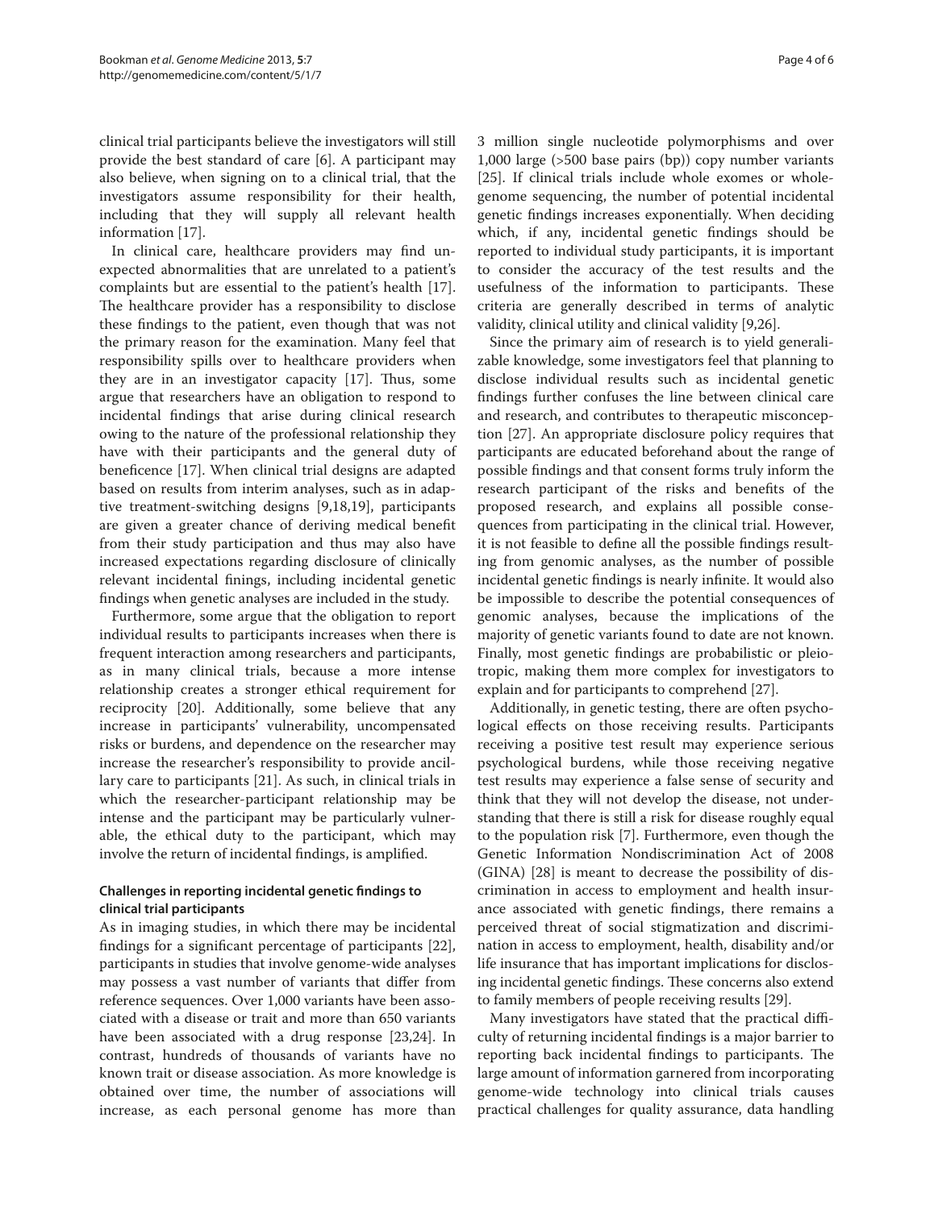clinical trial participants believe the investigators will still provide the best standard of care [6]. A participant may also believe, when signing on to a clinical trial, that the investigators assume responsibility for their health, including that they will supply all relevant health information [17].

In clinical care, healthcare providers may find unexpected abnormalities that are unrelated to a patient's complaints but are essential to the patient's health [17]. The healthcare provider has a responsibility to disclose these findings to the patient, even though that was not the primary reason for the examination. Many feel that responsibility spills over to healthcare providers when they are in an investigator capacity [17]. Thus, some argue that researchers have an obligation to respond to incidental findings that arise during clinical research owing to the nature of the professional relationship they have with their participants and the general duty of beneficence [17]. When clinical trial designs are adapted based on results from interim analyses, such as in adaptive treatment-switching designs [9,18,19], participants are given a greater chance of deriving medical benefit from their study participation and thus may also have increased expectations regarding disclosure of clinically relevant incidental finings, including incidental genetic findings when genetic analyses are included in the study.

Furthermore, some argue that the obligation to report individual results to participants increases when there is frequent interaction among researchers and participants, as in many clinical trials, because a more intense relationship creates a stronger ethical requirement for reciprocity [20]. Additionally, some believe that any increase in participants' vulnerability, uncompensated risks or burdens, and dependence on the researcher may increase the researcher's responsibility to provide ancillary care to participants [21]. As such, in clinical trials in which the researcher-participant relationship may be intense and the participant may be particularly vulnerable, the ethical duty to the participant, which may involve the return of incidental findings, is amplified.

### Challenges in reporting incidental genetic findings to clinical trial participants

As in imaging studies, in which there may be incidental findings for a significant percentage of participants [22], participants in studies that involve genome-wide analyses may possess a vast number of variants that differ from reference sequences. Over 1,000 variants have been associated with a disease or trait and more than 650 variants have been associated with a drug response [23,24]. In contrast, hundreds of thousands of variants have no known trait or disease association. As more knowledge is obtained over time, the number of associations will increase, as each personal genome has more than 3 million single nucleotide polymorphisms and over 1,000 large (>500 base pairs (bp)) copy number variants [25]. If clinical trials include whole exomes or whole-genome sequencing, the number of potential incidental genetic findings increases exponentially. When deciding which, if any, incidental genetic findings should be reported to individual study participants, it is important to consider the accuracy of the test results and the usefulness of the information to participants. These criteria are generally described in terms of analytic validity, clinical utility and clinical validity [9,26].

Since the primary aim of research is to yield generalizable knowledge, some investigators feel that planning to disclose individual results such as incidental genetic findings further confuses the line between clinical care and research, and contributes to therapeutic misconception [27]. An appropriate disclosure policy requires that participants are educated beforehand about the range of possible findings and that consent forms truly inform the research participant of the risks and benefits of the proposed research, and explains all possible consequences from participating in the clinical trial. However, it is not feasible to define all the possible findings resulting from genomic analyses, as the number of possible incidental genetic findings is nearly infinite. It would also be impossible to describe the potential consequences of genomic analyses, because the implications of the majority of genetic variants found to date are not known. Finally, most genetic findings are probabilistic or pleiotropic, making them more complex for investigators to explain and for participants to comprehend [27].

Additionally, in genetic testing, there are often psychological effects on those receiving results. Participants receiving a positive test result may experience serious psychological burdens, while those receiving negative test results may experience a false sense of security and think that they will not develop the disease, not understanding that there is still a risk for disease roughly equal to the population risk [7]. Furthermore, even though the Genetic Information Nondiscrimination Act of 2008 (GINA) [28] is meant to decrease the possibility of discrimination in access to employment and health insurance associated with genetic findings, there remains a perceived threat of social stigmatization and discrimination in access to employment, health, disability and/or life insurance that has important implications for disclosing incidental genetic findings. These concerns also extend to family members of people receiving results [29].

Many investigators have stated that the practical difficulty of returning incidental findings is a major barrier to reporting back incidental findings to participants. The large amount of information garnered from incorporating genome-wide technology into clinical trials causes practical challenges for quality assurance, data handling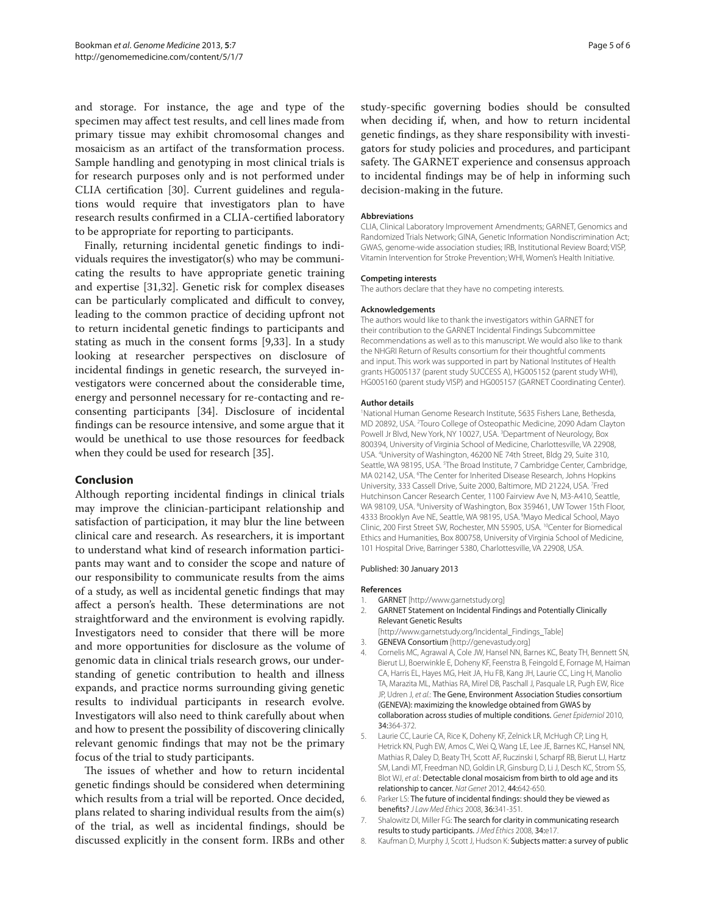and storage. For instance, the age and type of the specimen may affect test results, and cell lines made from primary tissue may exhibit chromosomal changes and mosaicism as an artifact of the transformation process. Sample handling and genotyping in most clinical trials is for research purposes only and is not performed under CLIA certification [30]. Current guidelines and regulations would require that investigators plan to have research results confirmed in a CLIA-certified laboratory to be appropriate for reporting to participants.

Finally, returning incidental genetic findings to individuals requires the investigator(s) who may be communicating the results to have appropriate genetic training and expertise [31,32]. Genetic risk for complex diseases can be particularly complicated and difficult to convey, leading to the common practice of deciding upfront not to return incidental genetic findings to participants and stating as much in the consent forms [9,33]. In a study looking at researcher perspectives on disclosure of incidental findings in genetic research, the surveyed investigators were concerned about the considerable time, energy and personnel necessary for re-contacting and re-consenting participants [34]. Disclosure of incidental findings can be resource intensive, and some argue that it would be unethical to use those resources for feedback when they could be used for research [35].

## Conclusion

Although reporting incidental findings in clinical trials may improve the clinician-participant relationship and satisfaction of participation, it may blur the line between clinical care and research. As researchers, it is important to understand what kind of research information participants may want and to consider the scope and nature of our responsibility to communicate results from the aims of a study, as well as incidental genetic findings that may affect a person's health. These determinations are not straightforward and the environment is evolving rapidly. Investigators need to consider that there will be more and more opportunities for disclosure as the volume of genomic data in clinical trials research grows, our understanding of genetic contribution to health and illness expands, and practice norms surrounding giving genetic results to individual participants in research evolve. Investigators will also need to think carefully about when and how to present the possibility of discovering clinically relevant genomic findings that may not be the primary focus of the trial to study participants.

The issues of whether and how to return incidental genetic findings should be considered when determining which results from a trial will be reported. Once decided, plans related to sharing individual results from the aim(s) of the trial, as well as incidental findings, should be discussed explicitly in the consent form. IRBs and other study-specific governing bodies should be consulted when deciding if, when, and how to return incidental genetic findings, as they share responsibility with investigators for study policies and procedures, and participant safety. The GARNET experience and consensus approach to incidental findings may be of help in informing such decision-making in the future.

#### Abbreviations

CLIA, Clinical Laboratory Improvement Amendments; GARNET, Genomics and Randomized Trials Network; GINA, Genetic Information Nondiscrimination Act; GWAS, genome-wide association studies; IRB, Institutional Review Board; VISP, Vitamin Intervention for Stroke Prevention; WHI, Women's Health Initiative.

#### Competing interests

The authors declare that they have no competing interests.

#### Acknowledgements

The authors would like to thank the investigators within GARNET for their contribution to the GARNET Incidental Findings Subcommittee Recommendations as well as to this manuscript. We would also like to thank the NHGRI Return of Results consortium for their thoughtful comments and input. This work was supported in part by National Institutes of Health grants HG005137 (parent study SUCCESS A), HG005152 (parent study WHI), HG005160 (parent study VISP) and HG005157 (GARNET Coordinating Center).

#### Author details

[1]National Human Genome Research Institute, 5635 Fishers Lane, Bethesda, MD 20892, USA. [2]Touro College of Osteopathic Medicine, 2090 Adam Clayton Powell Jr Blvd, New York, NY 10027, USA. [3]Department of Neurology, Box 800394, University of Virginia School of Medicine, Charlottesville, VA 22908, USA. [4]University of Washington, 46200 NE 74th Street, Bldg 29, Suite 310, Seattle, WA 98195, USA. [5]The Broad Institute, 7 Cambridge Center, Cambridge, MA 02142, USA. [6]The Center for Inherited Disease Research, Johns Hopkins University, 333 Cassell Drive, Suite 2000, Baltimore, MD 21224, USA. [7]Fred Hutchinson Cancer Research Center, 1100 Fairview Ave N, M3-A410, Seattle, WA 98109, USA. [8]University of Washington, Box 359461, UW Tower 15th Floor, 4333 Brooklyn Ave NE, Seattle, WA 98195, USA. [9]Mayo Medical School, Mayo Clinic, 200 First Street SW, Rochester, MN 55905, USA. [10]Center for Biomedical Ethics and Humanities, Box 800758, University of Virginia School of Medicine, 101 Hospital Drive, Barringer 5380, Charlottesville, VA 22908, USA.

Published: 30 January 2013

#### References

1. GARNET [http://www.garnetstudy.org]
2. GARNET Statement on Incidental Findings and Potentially Clinically Relevant Genetic Results [http://www.garnetstudy.org/Incidental_Findings_Table]
3. GENEVA Consortium [http://genevastudy.org]
4. Cornelis MC, Agrawal A, Cole JW, Hansel NN, Barnes KC, Beaty TH, Bennett SN, Bierut LJ, Boerwinkle E, Doheny KF, Feenstra B, Feingold E, Fornage M, Haiman CA, Harris EL, Hayes MG, Heit JA, Hu FB, Kang JH, Laurie CC, Ling H, Manolio TA, Marazita ML, Mathias RA, Mirel DB, Paschall J, Pasquale LR, Pugh EW, Rice JP, Udren J, *et al.*: **The Gene, Environment Association Studies consortium (GENEVA): maximizing the knowledge obtained from GWAS by collaboration across studies of multiple conditions.** *Genet Epidemiol* 2010, **34**:364-372.
5. Laurie CC, Laurie CA, Rice K, Doheny KF, Zelnick LR, McHugh CP, Ling H, Hetrick KN, Pugh EW, Amos C, Wei Q, Wang LE, Lee JE, Barnes KC, Hansel NN, Mathias R, Daley D, Beaty TH, Scott AF, Ruczinski I, Scharpf RB, Bierut LJ, Hartz SM, Landi MT, Freedman ND, Goldin LR, Ginsburg D, Li J, Desch KC, Strom SS, Blot WJ, *et al.*: **Detectable clonal mosaicism from birth to old age and its relationship to cancer.** *Nat Genet* 2012, **44**:642-650.
6. Parker LS: **The future of incidental findings: should they be viewed as benefits?** *J Law Med Ethics* 2008, **36**:341-351.
7. Shalowitz DI, Miller FG: **The search for clarity in communicating research results to study participants.** *J Med Ethics* 2008, **34**:e17.
8. Kaufman D, Murphy J, Scott J, Hudson K: **Subjects matter: a survey of public**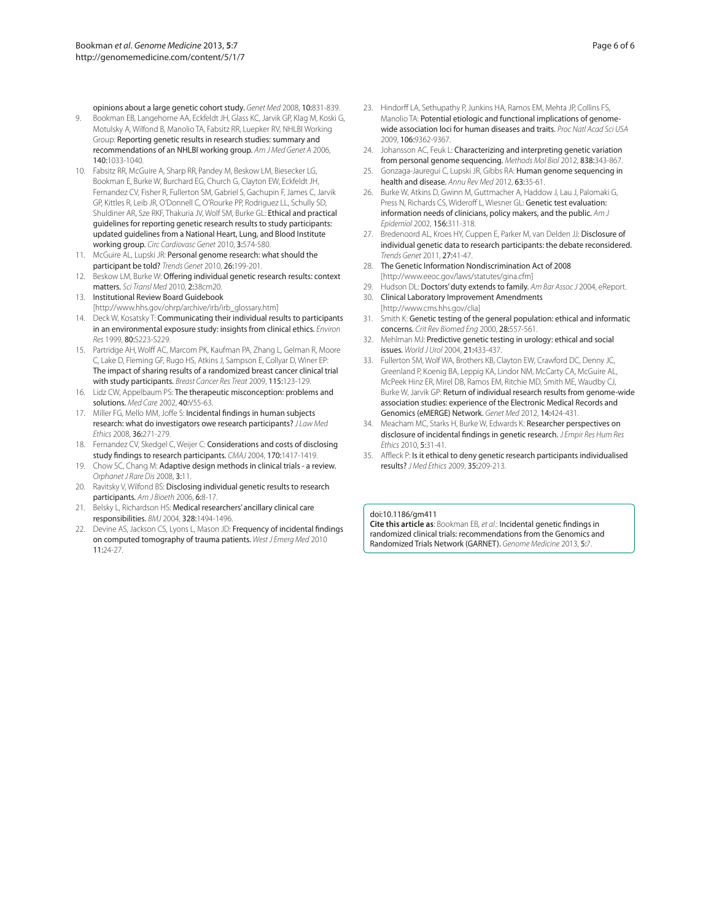opinions about a large genetic cohort study. *Genet Med* 2008, **10:**831-839.

9. Bookman EB, Langehorne AA, Eckfeldt JH, Glass KC, Jarvik GP, Klag M, Koski G, Motulsky A, Wilfond B, Manolio TA, Fabsitz RR, Luepker RV, NHLBI Working Group: Reporting genetic results in research studies: summary and recommendations of an NHLBI working group. *Am J Med Genet A* 2006, **140:**1033-1040.
10. Fabsitz RR, McGuire A, Sharp RR, Pandey M, Beskow LM, Biesecker LG, Bookman E, Burke W, Burchard EG, Church G, Clayton EW, Eckfeldt JH, Fernandez CV, Fisher R, Fullerton SM, Gabriel S, Gachupin F, James C, Jarvik GP, Kittles R, Leib JR, O'Donnell C, O'Rourke PP, Rodriguez LL, Schully SD, Shuldiner AR, Sze RKF, Thakuria JV, Wolf SM, Burke GL: Ethical and practical guidelines for reporting genetic research results to study participants: updated guidelines from a National Heart, Lung, and Blood Institute working group. *Circ Cardiovasc Genet* 2010, **3:**574-580.
11. McGuire AL, Lupski JR: Personal genome research: what should the participant be told? *Trends Genet* 2010, **26:**199-201.
12. Beskow LM, Burke W: Offering individual genetic research results: context matters. *Sci Transl Med* 2010, **2:**38cm20.
13. Institutional Review Board Guidebook [http://www.hhs.gov/ohrp/archive/irb/irb_glossary.htm]
14. Deck W, Kosatsky T: Communicating their individual results to participants in an environmental exposure study: insights from clinical ethics. *Environ Res* 1999, **80:**S223-S229.
15. Partridge AH, Wolff AC, Marcom PK, Kaufman PA, Zhang L, Gelman R, Moore C, Lake D, Fleming GF, Rugo HS, Atkins J, Sampson E, Collyar D, Winer EP: The impact of sharing results of a randomized breast cancer clinical trial with study participants. *Breast Cancer Res Treat* 2009, **115:**123-129.
16. Lidz CW, Appelbaum PS: The therapeutic misconception: problems and solutions. *Med Care* 2002, **40:**V55-63.
17. Miller FG, Mello MM, Joffe S: Incidental findings in human subjects research: what do investigators owe research participants? *J Law Med Ethics* 2008, **36:**271-279.
18. Fernandez CV, Skedgel C, Weijer C: Considerations and costs of disclosing study findings to research participants. *CMAJ* 2004, **170:**1417-1419.
19. Chow SC, Chang M: Adaptive design methods in clinical trials - a review. *Orphanet J Rare Dis* 2008, **3:**11.
20. Ravitsky V, Wilfond BS: Disclosing individual genetic results to research participants. *Am J Bioeth* 2006, **6:**8-17.
21. Belsky L, Richardson HS: Medical researchers' ancillary clinical care responsibilities. *BMJ* 2004, **328:**1494-1496.
22. Devine AS, Jackson CS, Lyons L, Mason JD: Frequency of incidental findings on computed tomography of trauma patients. *West J Emerg Med* 2010 **11:**24-27.
23. Hindorff LA, Sethupathy P, Junkins HA, Ramos EM, Mehta JP, Collins FS, Manolio TA: Potential etiologic and functional implications of genome-wide association loci for human diseases and traits. *Proc Natl Acad Sci USA* 2009, **106:**9362-9367.
24. Johansson AC, Feuk L: Characterizing and interpreting genetic variation from personal genome sequencing. *Methods Mol Biol* 2012, **838:**343-867.
25. Gonzaga-Jauregui C, Lupski JR, Gibbs RA: Human genome sequencing in health and disease. *Annu Rev Med* 2012, **63:**35-61.
26. Burke W, Atkins D, Gwinn M, Guttmacher A, Haddow J, Lau J, Palomaki G, Press N, Richards CS, Wideroff L, Wiesner GL: Genetic test evaluation: information needs of clinicians, policy makers, and the public. *Am J Epidemiol* 2002, **156:**311-318.
27. Bredenoord AL, Kroes HY, Cuppen E, Parker M, van Delden JJ: Disclosure of individual genetic data to research participants: the debate reconsidered. *Trends Genet* 2011, **27:**41-47.
28. The Genetic Information Nondiscrimination Act of 2008 [http://www.eeoc.gov/laws/statutes/gina.cfm]
29. Hudson DL: Doctors' duty extends to family. *Am Bar Assoc J* 2004, eReport.
30. Clinical Laboratory Improvement Amendments [http://www.cms.hhs.gov/clia]
31. Smith K: Genetic testing of the general population: ethical and informatic concerns. *Crit Rev Biomed Eng* 2000, **28:**557-561.
32. Mehlman MJ: Predictive genetic testing in urology: ethical and social issues. *World J Urol* 2004, **21:**433-437.
33. Fullerton SM, Wolf WA, Brothers KB, Clayton EW, Crawford DC, Denny JC, Greenland P, Koenig BA, Leppig KA, Lindor NM, McCarty CA, McGuire AL, McPeek Hinz ER, Mirel DB, Ramos EM, Ritchie MD, Smith ME, Waudby CJ, Burke W, Jarvik GP: Return of individual research results from genome-wide association studies: experience of the Electronic Medical Records and Genomics (eMERGE) Network. *Genet Med* 2012, **14:**424-431.
34. Meacham MC, Starks H, Burke W, Edwards K: Researcher perspectives on disclosure of incidental findings in genetic research. *J Empir Res Hum Res Ethics* 2010, **5:**31-41.
35. Affleck P: Is it ethical to deny genetic research participants individualised results? *J Med Ethics* 2009, **35:**209-213.

doi:10.1186/gm411
**Cite this article as**: Bookman EB, *et al.*: Incidental genetic findings in randomized clinical trials: recommendations from the Genomics and Randomized Trials Network (GARNET). *Genome Medicine* 2013, **5:**7.